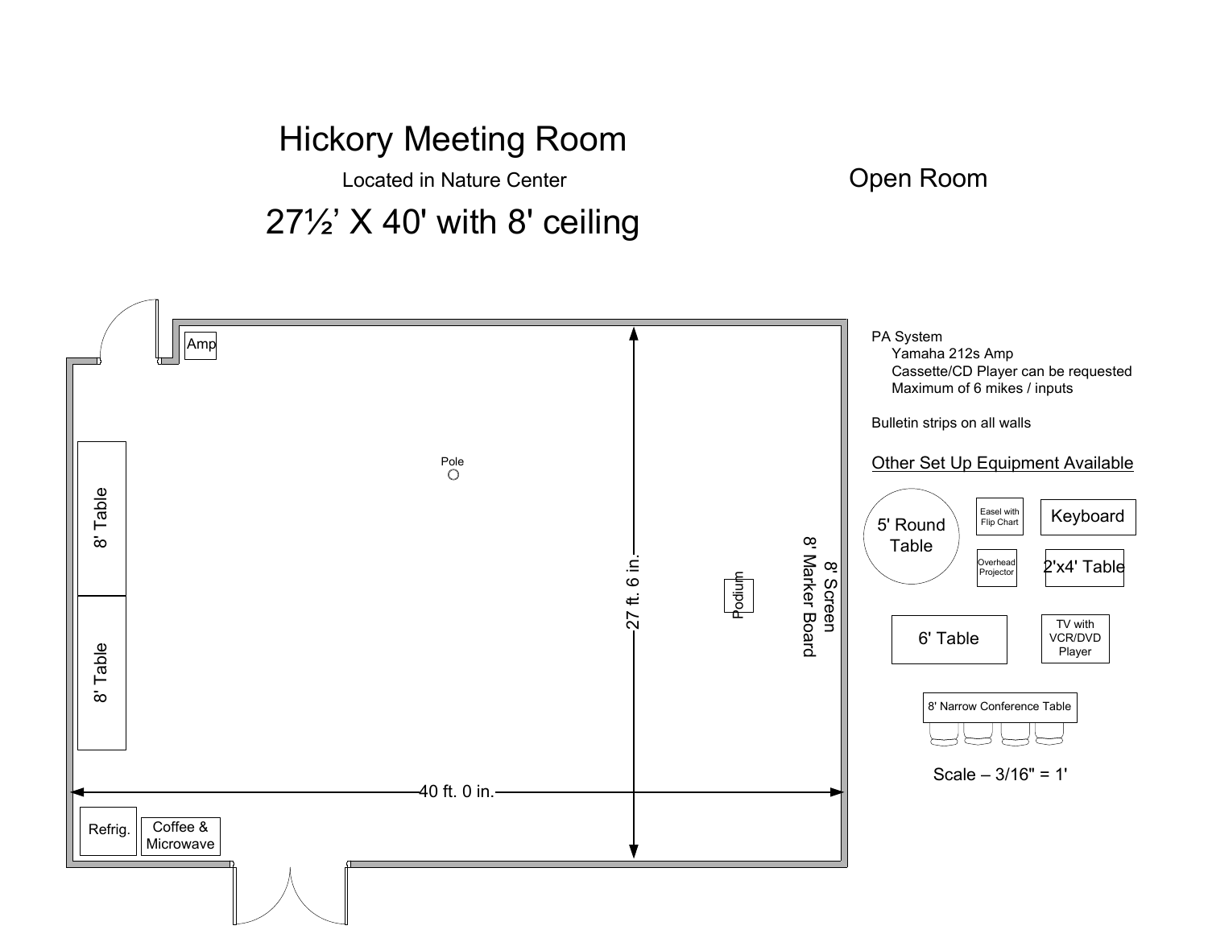# Hickory Meeting Room

Located in Nature Center

## 27½' X 40' with 8' ceiling

Open Room

Amp

Pole

8' Table

8' Table

27 ft. 6 in.

Podium

8' Screen
8' Marker Board

40 ft. 0 in.

Refrig.

Coffee & Microwave

PA System
- Yamaha 212s Amp
- Cassette/CD Player can be requested
- Maximum of 6 mikes / inputs

Bulletin strips on all walls

Other Set Up Equipment Available

5' Round Table

Easel with Flip Chart

Keyboard

Overhead Projector

2'x4' Table

6' Table

TV with VCR/DVD Player

8' Narrow Conference Table

Scale – 3/16" = 1'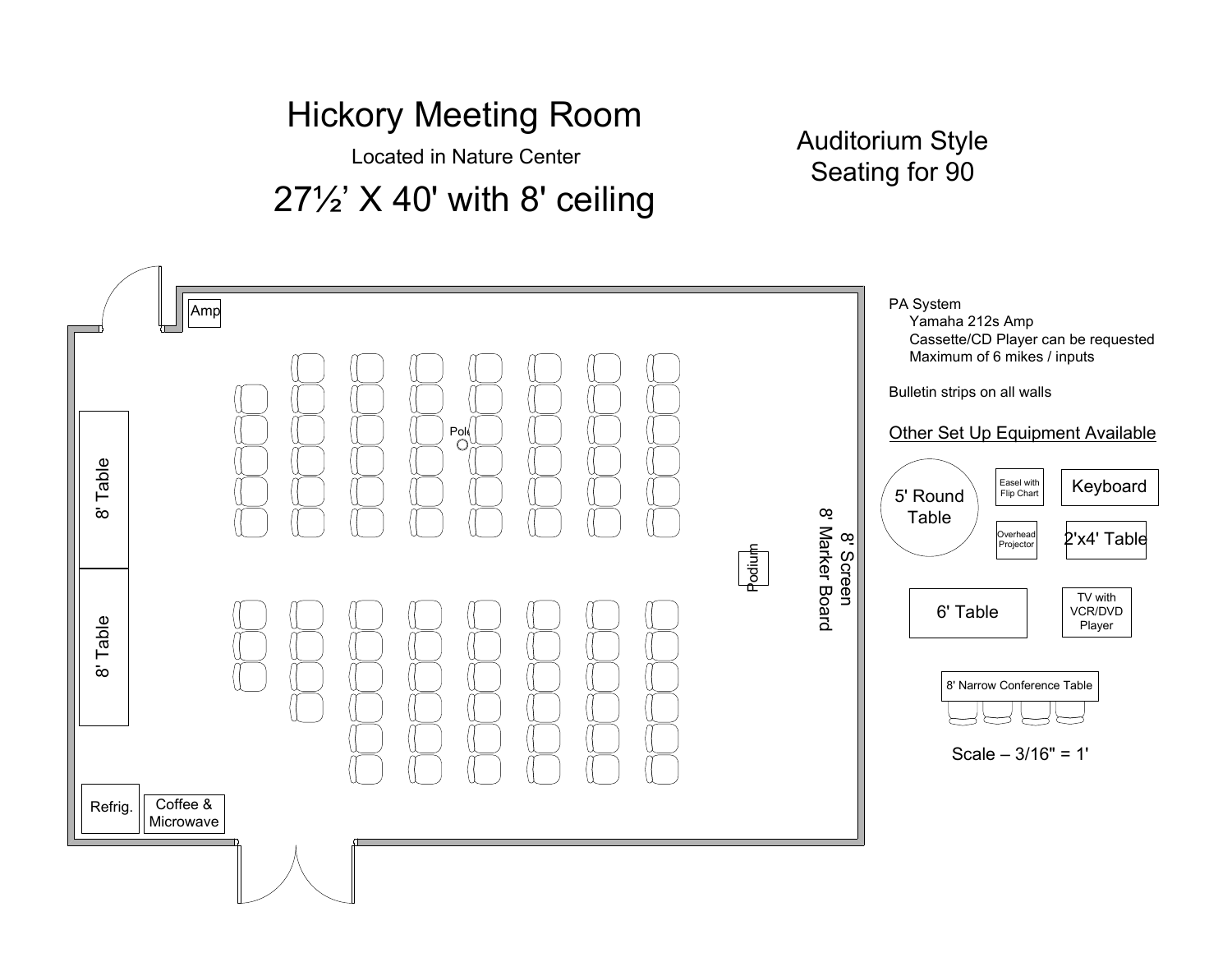# Hickory Meeting Room

Located in Nature Center

## 27½' X 40' with 8' ceiling

Auditorium Style
Seating for 90

Amp

8' Table

8' Table

Pole

Podium

8' Screen
8' Marker Board

Refrig.

Coffee & Microwave

PA System
- Yamaha 212s Amp
- Cassette/CD Player can be requested
- Maximum of 6 mikes / inputs

Bulletin strips on all walls

Other Set Up Equipment Available

5' Round Table

Easel with Flip Chart

Keyboard

Overhead Projector

2'x4' Table

6' Table

TV with VCR/DVD Player

8' Narrow Conference Table

Scale – 3/16" = 1'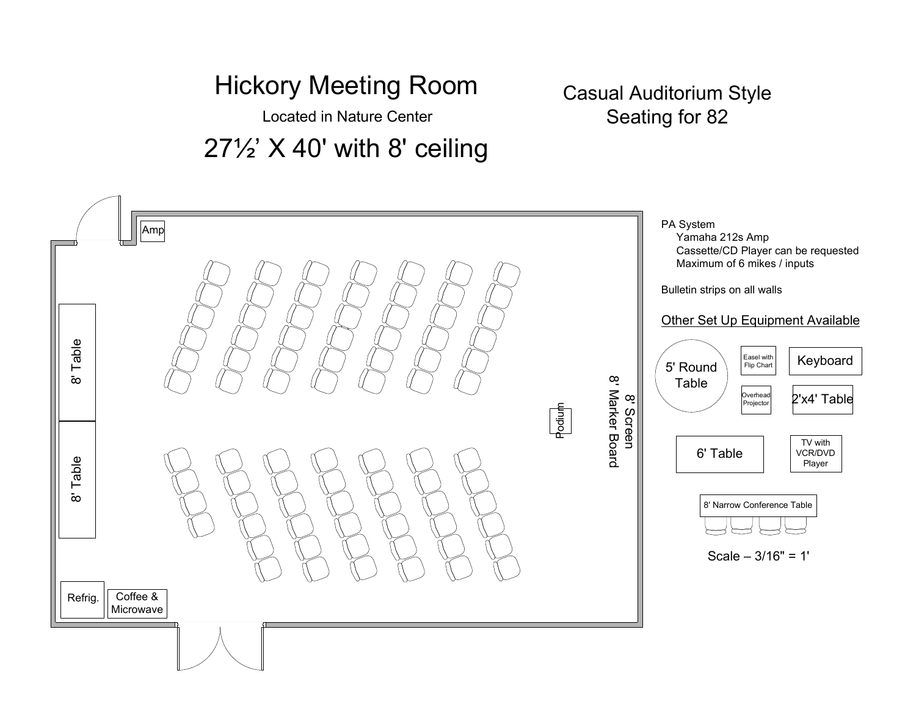# Hickory Meeting Room

Located in Nature Center

## 27½' X 40' with 8' ceiling

## Casual Auditorium Style
## Seating for 82

Amp

8' Table

8' Table

Refrig.

Coffee & Microwave

Podium

8' Screen
8' Marker Board

PA System
- Yamaha 212s Amp
- Cassette/CD Player can be requested
- Maximum of 6 mikes / inputs

Bulletin strips on all walls

Other Set Up Equipment Available

- 5' Round Table
- Easel with Flip Chart
- Keyboard
- Overhead Projector
- 2'x4' Table
- 6' Table
- TV with VCR/DVD Player
- 8' Narrow Conference Table

Scale – 3/16" = 1'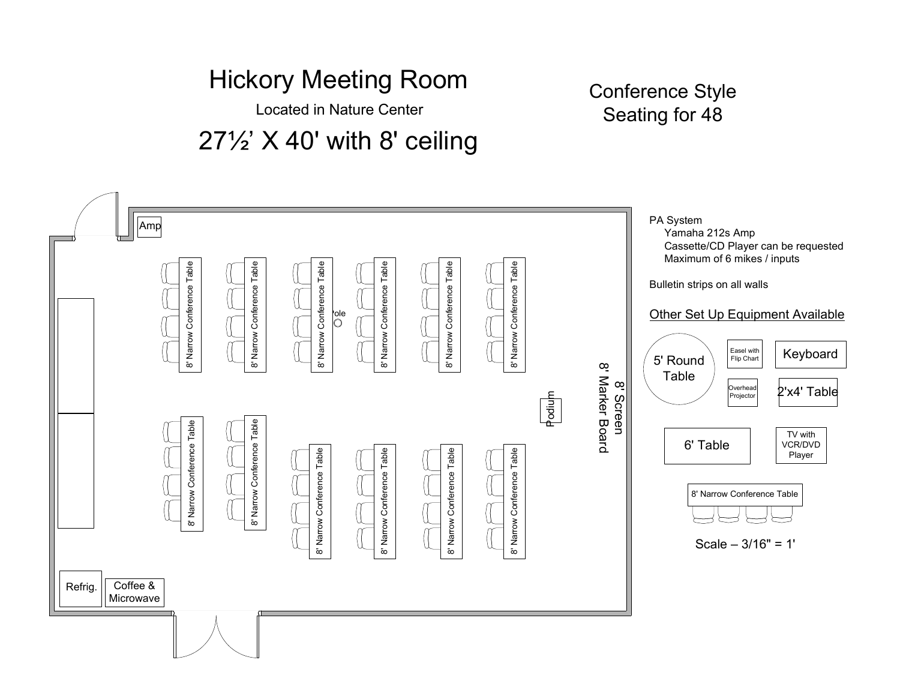# Hickory Meeting Room

Located in Nature Center

## 27½' X 40' with 8' ceiling

Conference Style
Seating for 48

Amp

8' Narrow Conference Table

8' Narrow Conference Table

8' Narrow Conference Table

Pole

8' Narrow Conference Table

8' Narrow Conference Table

8' Narrow Conference Table

8' Narrow Conference Table

8' Narrow Conference Table

8' Narrow Conference Table

8' Narrow Conference Table

8' Narrow Conference Table

8' Narrow Conference Table

Podium

8' Screen
8' Marker Board

Refrig.

Coffee & Microwave

PA System
- Yamaha 212s Amp
- Cassette/CD Player can be requested
- Maximum of 6 mikes / inputs

Bulletin strips on all walls

Other Set Up Equipment Available

- 5' Round Table
- Easel with Flip Chart
- Keyboard
- Overhead Projector
- 2'x4' Table
- 6' Table
- TV with VCR/DVD Player
- 8' Narrow Conference Table

Scale – 3/16" = 1'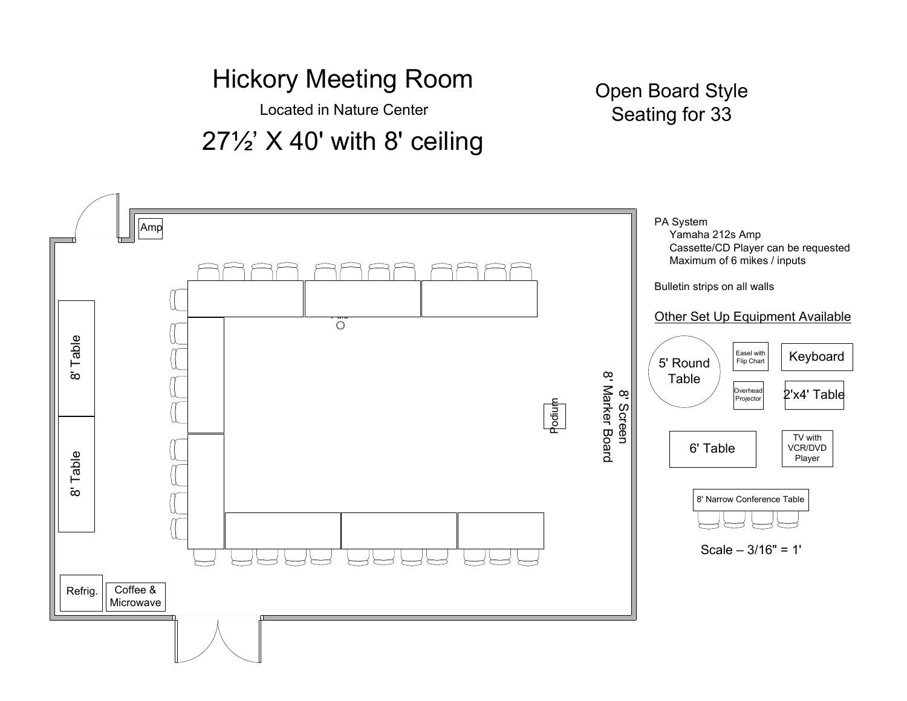# Hickory Meeting Room

Located in Nature Center

## 27½' X 40' with 8' ceiling

## Open Board Style Seating for 33

Amp

8' Table

8' Table

Pole

Podium

8' Screen
8' Marker Board

Refrig.

Coffee & Microwave

PA System
- Yamaha 212s Amp
- Cassette/CD Player can be requested
- Maximum of 6 mikes / inputs

Bulletin strips on all walls

Other Set Up Equipment Available

5' Round Table

Easel with Flip Chart

Keyboard

Overhead Projector

2'x4' Table

6' Table

TV with VCR/DVD Player

8' Narrow Conference Table

Scale – 3/16" = 1'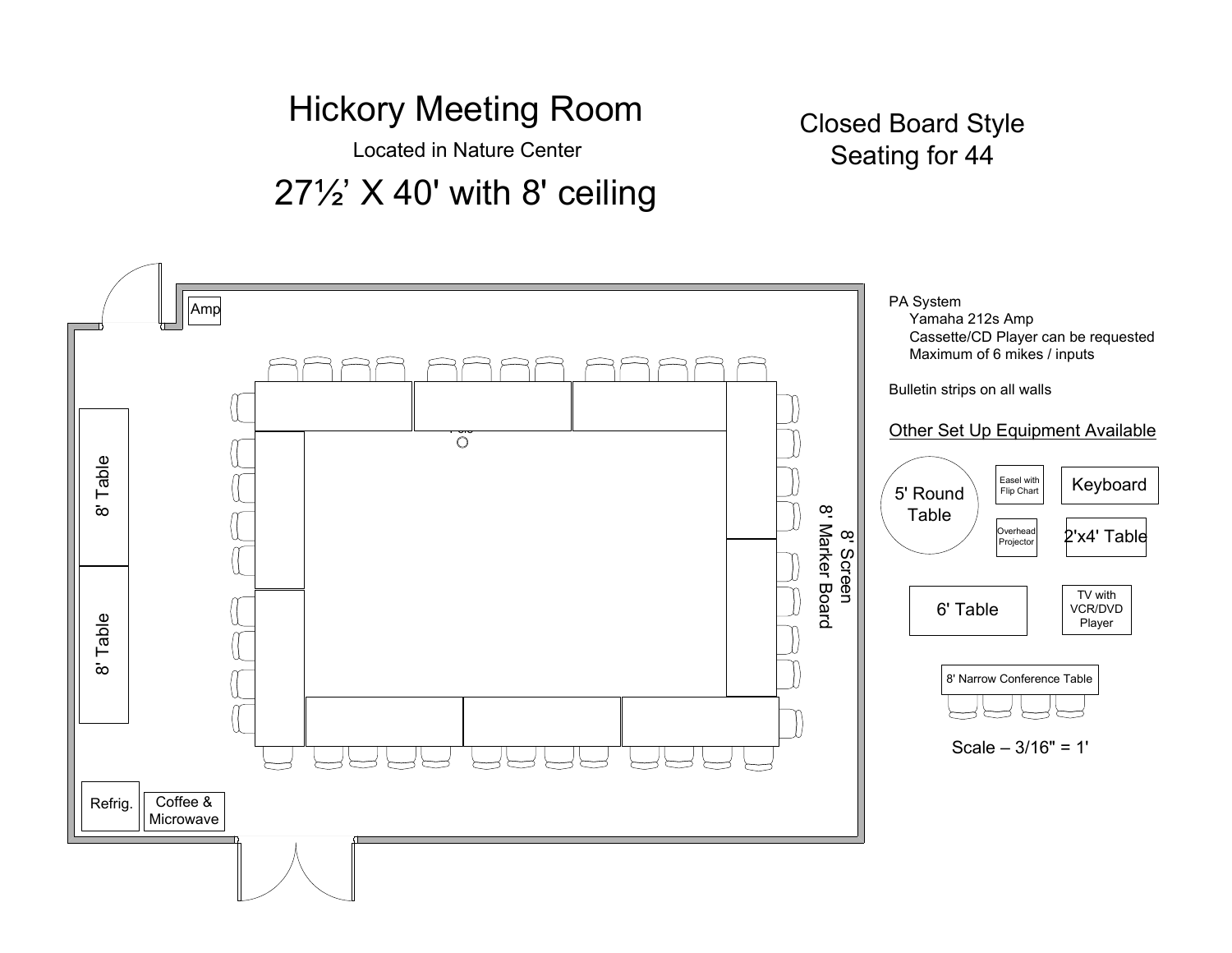# Hickory Meeting Room

Located in Nature Center

## 27½' X 40' with 8' ceiling

## Closed Board Style
## Seating for 44

Amp

8' Table

8' Table

Pole

8' Screen
8' Marker Board

Refrig.

Coffee & Microwave

PA System
- Yamaha 212s Amp
- Cassette/CD Player can be requested
- Maximum of 6 mikes / inputs

Bulletin strips on all walls

Other Set Up Equipment Available

5' Round Table

Easel with Flip Chart

Keyboard

Overhead Projector

2'x4' Table

6' Table

TV with VCR/DVD Player

8' Narrow Conference Table

Scale – 3/16" = 1'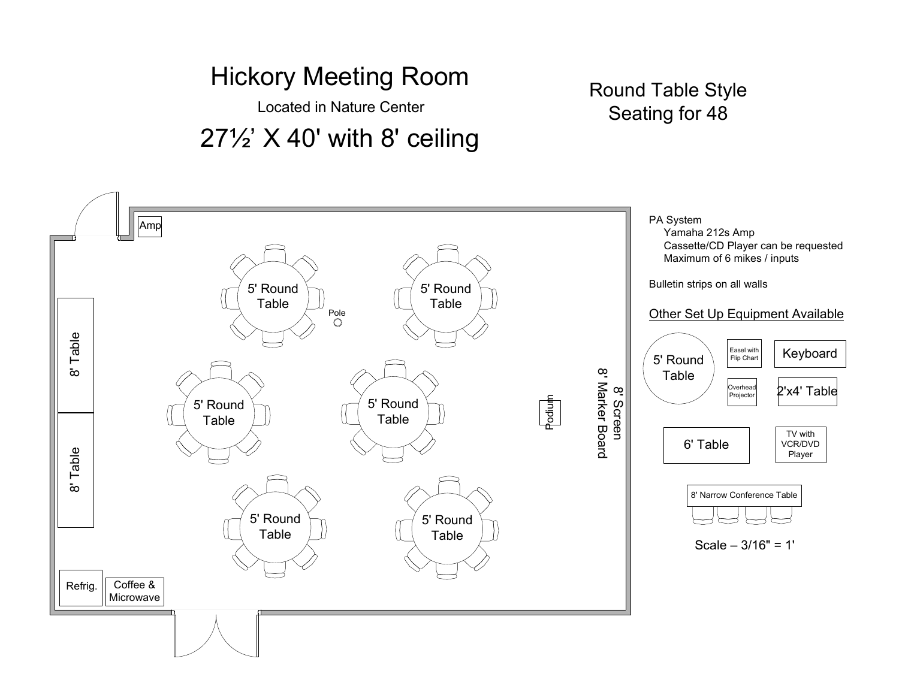# Hickory Meeting Room

Located in Nature Center

## 27½' X 40' with 8' ceiling

## Round Table Style
## Seating for 48

Amp

5' Round Table

5' Round Table

Pole

8' Table

8' Table

5' Round Table

5' Round Table

Podium

8' Screen
8' Marker Board

5' Round Table

5' Round Table

Refrig.

Coffee & Microwave

PA System
- Yamaha 212s Amp
- Cassette/CD Player can be requested
- Maximum of 6 mikes / inputs

Bulletin strips on all walls

Other Set Up Equipment Available

- 5' Round Table
- Easel with Flip Chart
- Keyboard
- Overhead Projector
- 2'x4' Table
- 6' Table
- TV with VCR/DVD Player
- 8' Narrow Conference Table

Scale – 3/16" = 1'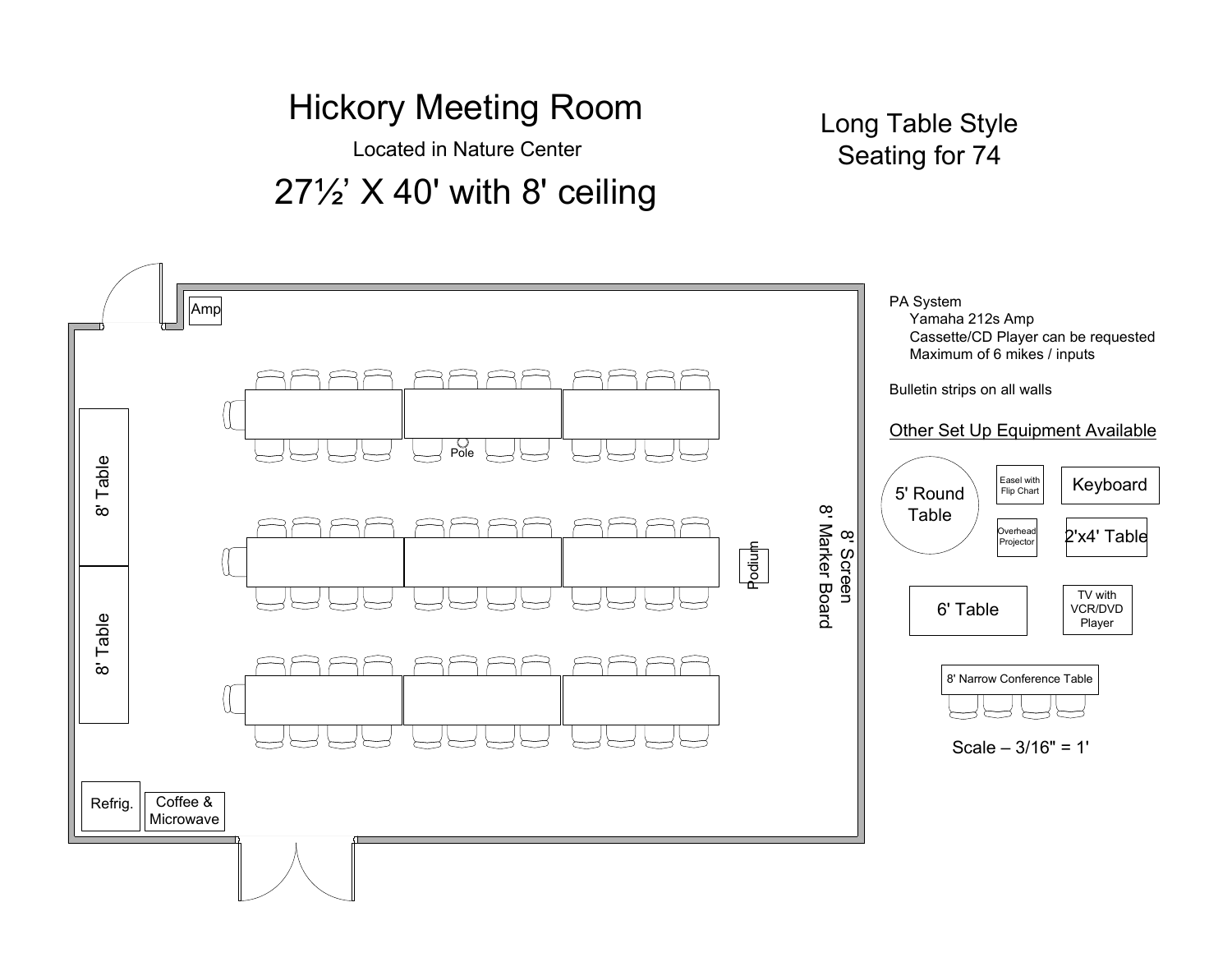# Hickory Meeting Room

Located in Nature Center

## 27½' X 40' with 8' ceiling

## Long Table Style
## Seating for 74

Amp

8' Table

8' Table

Pole

Podium

8' Screen
8' Marker Board

Refrig.

Coffee & Microwave

PA System
- Yamaha 212s Amp
- Cassette/CD Player can be requested
- Maximum of 6 mikes / inputs

Bulletin strips on all walls

Other Set Up Equipment Available

- 5' Round Table
- Easel with Flip Chart
- Keyboard
- Overhead Projector
- 2'x4' Table
- 6' Table
- TV with VCR/DVD Player
- 8' Narrow Conference Table

Scale – 3/16" = 1'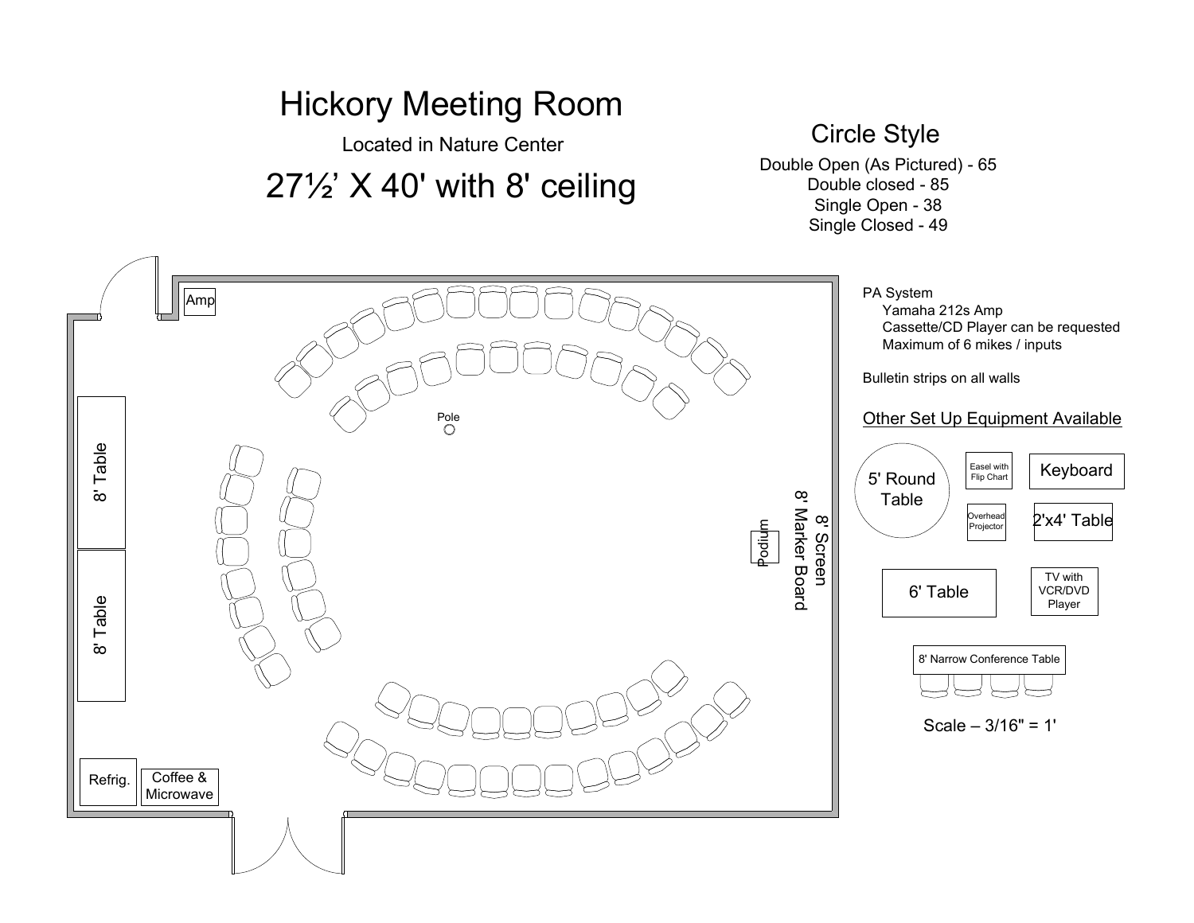# Hickory Meeting Room

Located in Nature Center

## 27½' X 40' with 8' ceiling

## Circle Style

Double Open (As Pictured) - 65
Double closed - 85
Single Open - 38
Single Closed - 49

Amp

Pole

8' Table

8' Table

Refrig.

Coffee & Microwave

Podium

8' Screen
8' Marker Board

PA System
Yamaha 212s Amp
Cassette/CD Player can be requested
Maximum of 6 mikes / inputs

Bulletin strips on all walls

Other Set Up Equipment Available

5' Round Table

Easel with Flip Chart

Keyboard

Overhead Projector

2'x4' Table

6' Table

TV with VCR/DVD Player

8' Narrow Conference Table

Scale – 3/16" = 1'